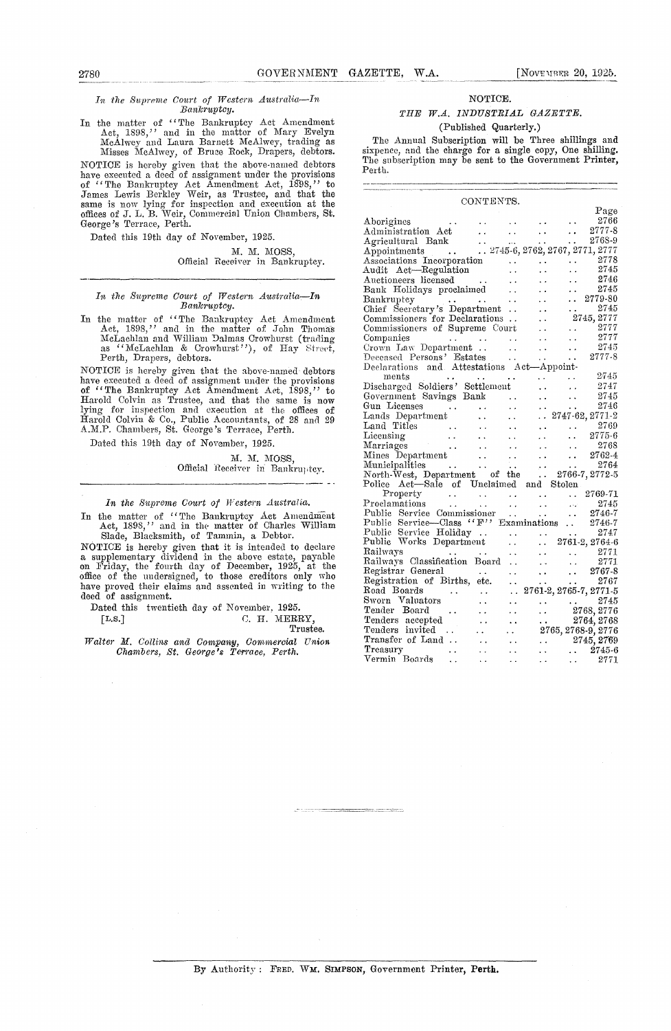*In the Supreme Court of Western Australia—In Bankruptcy.*

In the matter of "The Bankruptcy Act Amendment Act, 1898," and in the matter of Mary Evelyn McAlwey and Laura Barnett McAlwey, trading as Misses McAlwey, of Bruce Rock, Drapers, debtors.

NOTICE is hereby given that the above-named debtors have executed a deed of assignment under the provisions of "The Bankruptcy Act Amendment Act, 1898," to James Lewis Berkley Weir, as Trustee, and that the same is now lying for inspection and execution at the offices of J. L. B. Weir, Commercial Union Chambers, St. George's Terrace, Perth.

Dated this 19th day of November, 1925.

M. M. MOSS,
Official Receiver in Bankruptcy.

---

*In the Supreme Court of Western Australia—In Bankruptcy.*

In the matter of "The Bankruptcy Act Amendment Act, 1898," and in the matter of John Thomas McLachlan and William Dalmas Crowhurst (trading as "McLachlan & Crowhurst"), of Hay Street, Perth, Drapers, debtors.

NOTICE is hereby given that the above-named debtors have executed a deed of assignment under the provisions of "The Bankruptcy Act Amendment Act, 1898," to Harold Colvin as Trustee, and that the same is now lying for inspection and execution at the offices of Harold Colvin & Co., Public Accountants, of 28 and 29 A.M.P. Chambers, St. George's Terrace, Perth.

Dated this 19th day of November, 1925.

M. M. MOSS,
Official Receiver in Bankruptcy.

---

*In the Supreme Court of Western Australia.*

In the matter of "The Bankruptcy Act Amendment Act, 1898," and in the matter of Charles William Slade, Blacksmith, of Tammin, a Debtor.

NOTICE is hereby given that it is intended to declare a supplementary dividend in the above estate, payable on Friday, the fourth day of December, 1925, at the office of the undersigned, to those creditors only who have proved their claims and assented in writing to the deed of assignment.

Dated this twentieth day of November, 1925.

[L.S.] C. H. MERRY,
Trustee.

*Walter M. Collins and Company, Commercial Union Chambers, St. George's Terrace, Perth.*

---

## NOTICE.

### *THE W.A. INDUSTRIAL GAZETTE.*

(Published Quarterly.)

The Annual Subscription will be Three shillings and sixpence, and the charge for a single copy, One shilling. The subscription may be sent to the Government Printer, Perth.

---

## CONTENTS.

| | Page |
|---|---|
| Aborigines | 2766 |
| Administration Act | 2777-8 |
| Agricultural Bank | 2768-9 |
| Appointments | 2745-6, 2762, 2767, 2771, 2777 |
| Associations Incorporation | 2778 |
| Audit Act—Regulation | 2745 |
| Auctioneers licensed | 2746 |
| Bank Holidays proclaimed | 2745 |
| Bankruptcy | 2779-80 |
| Chief Secretary's Department | 2745 |
| Commissioners for Declarations | 2745, 2777 |
| Commissioners of Supreme Court | 2777 |
| Companies | 2777 |
| Crown Law Department | 2745 |
| Deceased Persons' Estates | 2777-8 |
| Declarations and Attestations Act—Appointments | 2745 |
| Discharged Soldiers' Settlement | 2747 |
| Government Savings Bank | 2745 |
| Gun Licenses | 2746 |
| Lands Department | 2747-62, 2771-2 |
| Land Titles | 2769 |
| Licensing | 2775-6 |
| Marriages | 2768 |
| Mines Department | 2762-4 |
| Municipalities | 2764 |
| North-West, Department of the | 2766-7, 2772-5 |
| Police Act—Sale of Unclaimed and Stolen Property | 2769-71 |
| Proclamations | 2745 |
| Public Service Commissioner | 2746-7 |
| Public Service—Class "F" Examinations | 2746-7 |
| Public Service Holiday | 2747 |
| Public Works Department | 2761-2, 2764-6 |
| Railways | 2771 |
| Railways Classification Board | 2771 |
| Registrar General | 2767-8 |
| Registration of Births, etc. | 2767 |
| Road Boards | 2761-2, 2765-7, 2771-5 |
| Sworn Valuators | 2745 |
| Tender Board | 2768, 2776 |
| Tenders accepted | 2764, 2768 |
| Tenders invited | 2765, 2768-9, 2776 |
| Transfer of Land | 2745, 2769 |
| Treasury | 2745-6 |
| Vermin Boards | 2771 |

---

By Authority: FRED. WM. SIMPSON, Government Printer, Perth.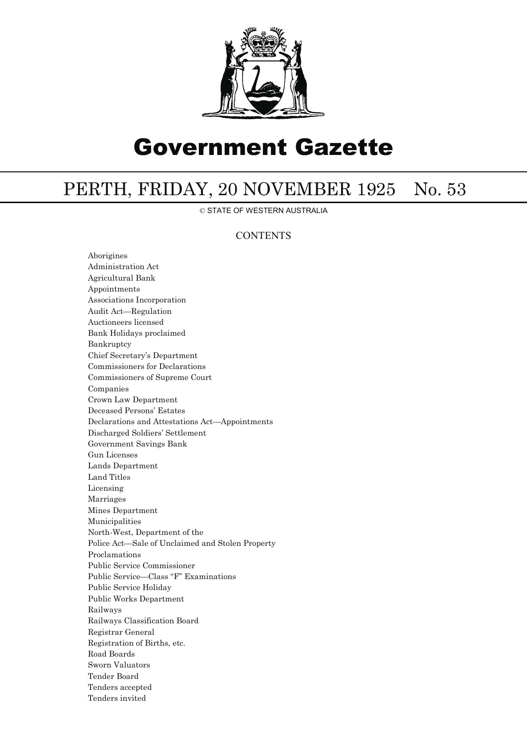# Government Gazette

## PERTH, FRIDAY, 20 NOVEMBER 1925 No. 53

© STATE OF WESTERN AUSTRALIA

### CONTENTS

Aborigines
Administration Act
Agricultural Bank
Appointments
Associations Incorporation
Audit Act—Regulation
Auctioneers licensed
Bank Holidays proclaimed
Bankruptcy
Chief Secretary's Department
Commissioners for Declarations
Commissioners of Supreme Court
Companies
Crown Law Department
Deceased Persons' Estates
Declarations and Attestations Act—Appointments
Discharged Soldiers' Settlement
Government Savings Bank
Gun Licenses
Lands Department
Land Titles
Licensing
Marriages
Mines Department
Municipalities
North-West, Department of the
Police Act—Sale of Unclaimed and Stolen Property
Proclamations
Public Service Commissioner
Public Service—Class "F" Examinations
Public Service Holiday
Public Works Department
Railways
Railways Classification Board
Registrar General
Registration of Births, etc.
Road Boards
Sworn Valuators
Tender Board
Tenders accepted
Tenders invited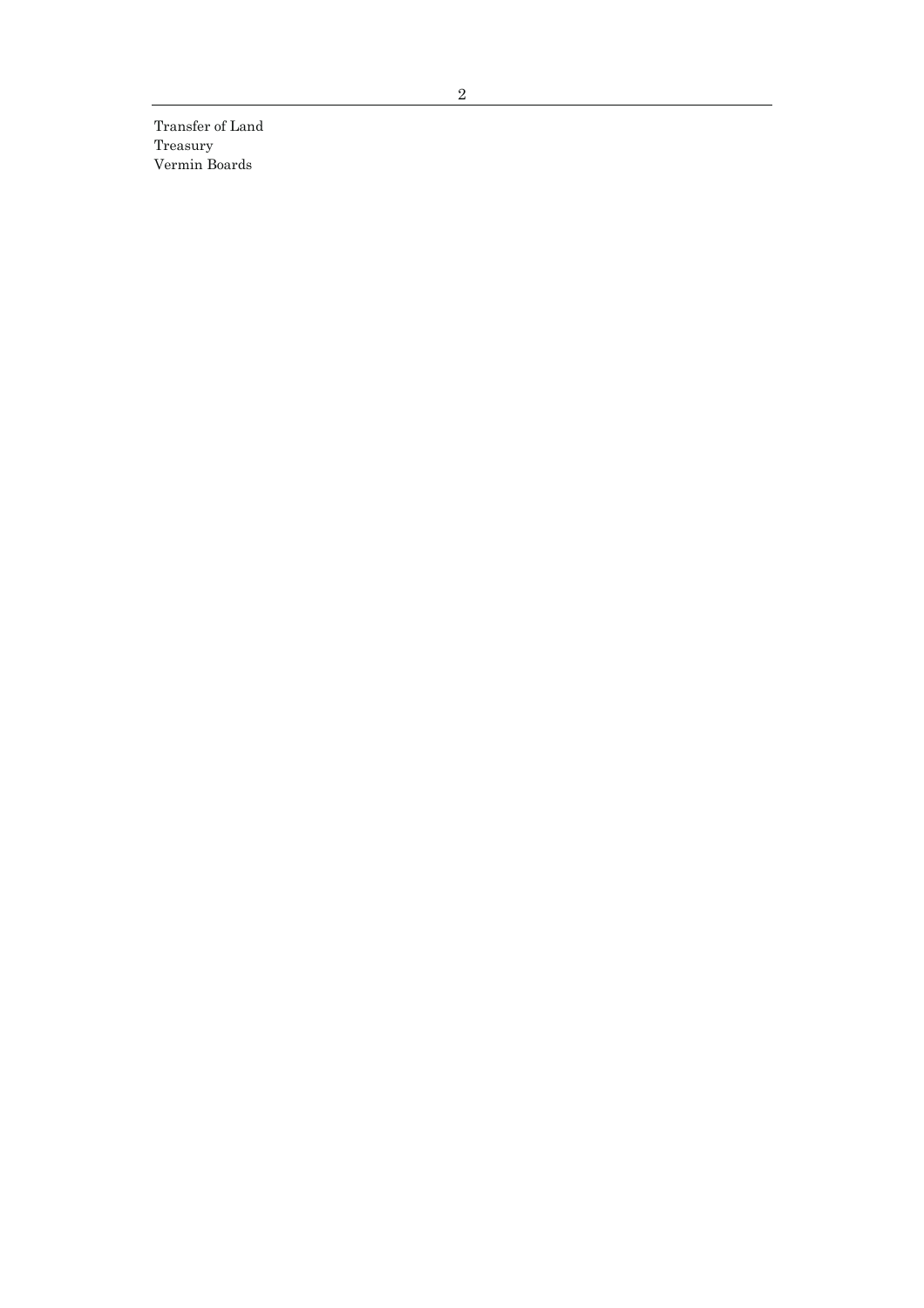Transfer of Land
Treasury
Vermin Boards